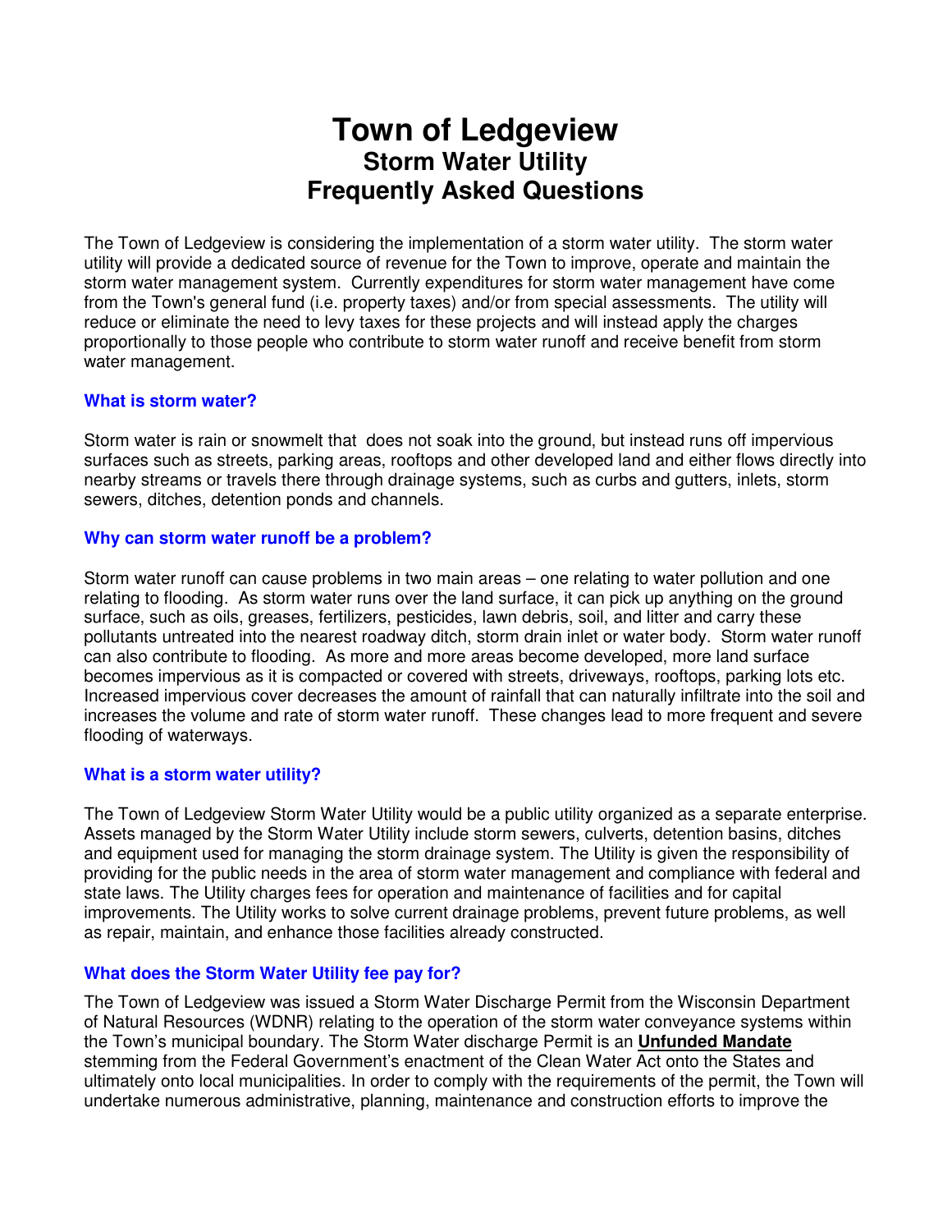# Town of Ledgeview
## Storm Water Utility
## Frequently Asked Questions

The Town of Ledgeview is considering the implementation of a storm water utility. The storm water utility will provide a dedicated source of revenue for the Town to improve, operate and maintain the storm water management system. Currently expenditures for storm water management have come from the Town's general fund (i.e. property taxes) and/or from special assessments. The utility will reduce or eliminate the need to levy taxes for these projects and will instead apply the charges proportionally to those people who contribute to storm water runoff and receive benefit from storm water management.

### What is storm water?

Storm water is rain or snowmelt that does not soak into the ground, but instead runs off impervious surfaces such as streets, parking areas, rooftops and other developed land and either flows directly into nearby streams or travels there through drainage systems, such as curbs and gutters, inlets, storm sewers, ditches, detention ponds and channels.

### Why can storm water runoff be a problem?

Storm water runoff can cause problems in two main areas – one relating to water pollution and one relating to flooding. As storm water runs over the land surface, it can pick up anything on the ground surface, such as oils, greases, fertilizers, pesticides, lawn debris, soil, and litter and carry these pollutants untreated into the nearest roadway ditch, storm drain inlet or water body. Storm water runoff can also contribute to flooding. As more and more areas become developed, more land surface becomes impervious as it is compacted or covered with streets, driveways, rooftops, parking lots etc. Increased impervious cover decreases the amount of rainfall that can naturally infiltrate into the soil and increases the volume and rate of storm water runoff. These changes lead to more frequent and severe flooding of waterways.

### What is a storm water utility?

The Town of Ledgeview Storm Water Utility would be a public utility organized as a separate enterprise. Assets managed by the Storm Water Utility include storm sewers, culverts, detention basins, ditches and equipment used for managing the storm drainage system. The Utility is given the responsibility of providing for the public needs in the area of storm water management and compliance with federal and state laws. The Utility charges fees for operation and maintenance of facilities and for capital improvements. The Utility works to solve current drainage problems, prevent future problems, as well as repair, maintain, and enhance those facilities already constructed.

### What does the Storm Water Utility fee pay for?

The Town of Ledgeview was issued a Storm Water Discharge Permit from the Wisconsin Department of Natural Resources (WDNR) relating to the operation of the storm water conveyance systems within the Town's municipal boundary. The Storm Water discharge Permit is an **Unfunded Mandate** stemming from the Federal Government's enactment of the Clean Water Act onto the States and ultimately onto local municipalities. In order to comply with the requirements of the permit, the Town will undertake numerous administrative, planning, maintenance and construction efforts to improve the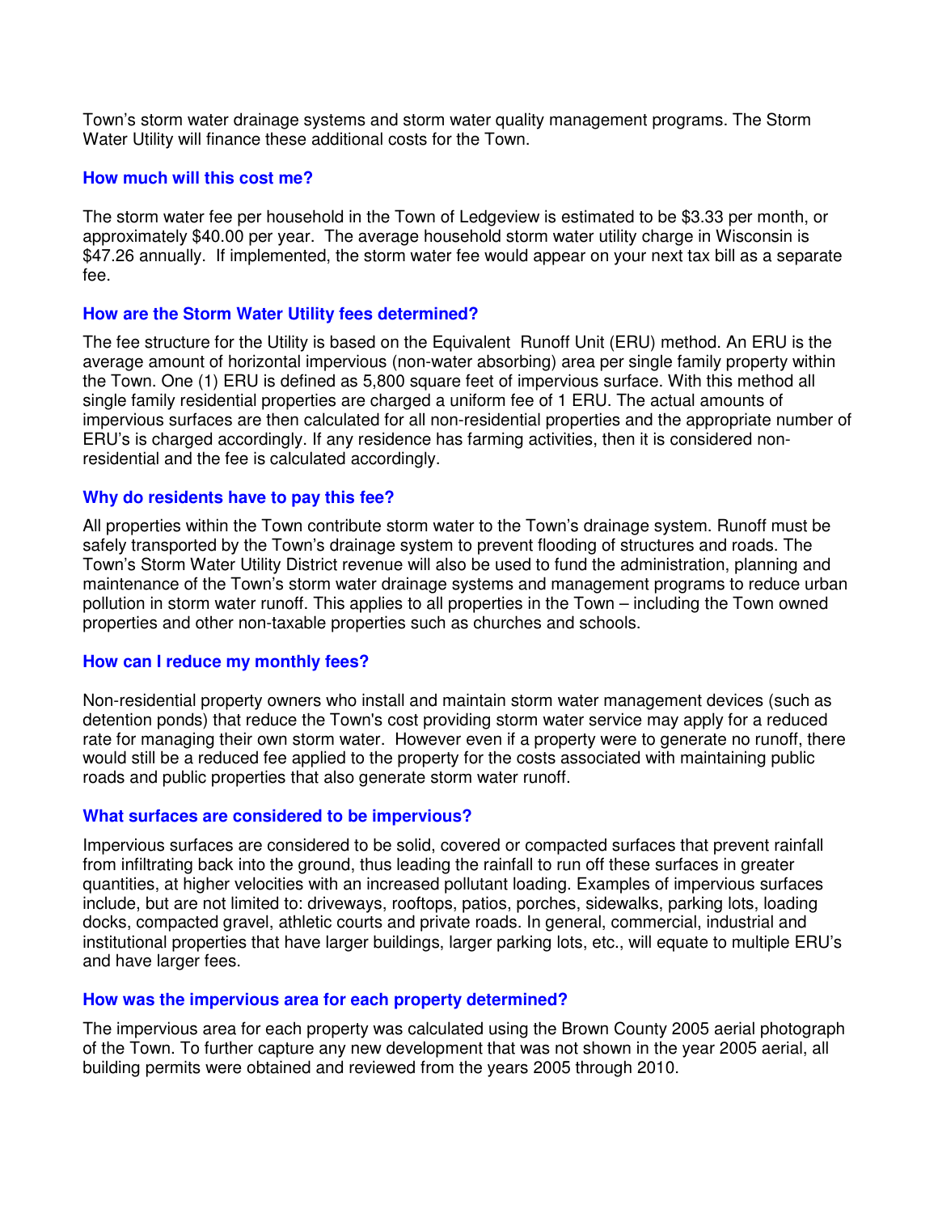Town's storm water drainage systems and storm water quality management programs. The Storm Water Utility will finance these additional costs for the Town.

### How much will this cost me?

The storm water fee per household in the Town of Ledgeview is estimated to be $3.33 per month, or approximately $40.00 per year. The average household storm water utility charge in Wisconsin is $47.26 annually. If implemented, the storm water fee would appear on your next tax bill as a separate fee.

### How are the Storm Water Utility fees determined?

The fee structure for the Utility is based on the Equivalent Runoff Unit (ERU) method. An ERU is the average amount of horizontal impervious (non-water absorbing) area per single family property within the Town. One (1) ERU is defined as 5,800 square feet of impervious surface. With this method all single family residential properties are charged a uniform fee of 1 ERU. The actual amounts of impervious surfaces are then calculated for all non-residential properties and the appropriate number of ERU's is charged accordingly. If any residence has farming activities, then it is considered non-residential and the fee is calculated accordingly.

### Why do residents have to pay this fee?

All properties within the Town contribute storm water to the Town's drainage system. Runoff must be safely transported by the Town's drainage system to prevent flooding of structures and roads. The Town's Storm Water Utility District revenue will also be used to fund the administration, planning and maintenance of the Town's storm water drainage systems and management programs to reduce urban pollution in storm water runoff. This applies to all properties in the Town – including the Town owned properties and other non-taxable properties such as churches and schools.

### How can I reduce my monthly fees?

Non-residential property owners who install and maintain storm water management devices (such as detention ponds) that reduce the Town's cost providing storm water service may apply for a reduced rate for managing their own storm water. However even if a property were to generate no runoff, there would still be a reduced fee applied to the property for the costs associated with maintaining public roads and public properties that also generate storm water runoff.

### What surfaces are considered to be impervious?

Impervious surfaces are considered to be solid, covered or compacted surfaces that prevent rainfall from infiltrating back into the ground, thus leading the rainfall to run off these surfaces in greater quantities, at higher velocities with an increased pollutant loading. Examples of impervious surfaces include, but are not limited to: driveways, rooftops, patios, porches, sidewalks, parking lots, loading docks, compacted gravel, athletic courts and private roads. In general, commercial, industrial and institutional properties that have larger buildings, larger parking lots, etc., will equate to multiple ERU's and have larger fees.

### How was the impervious area for each property determined?

The impervious area for each property was calculated using the Brown County 2005 aerial photograph of the Town. To further capture any new development that was not shown in the year 2005 aerial, all building permits were obtained and reviewed from the years 2005 through 2010.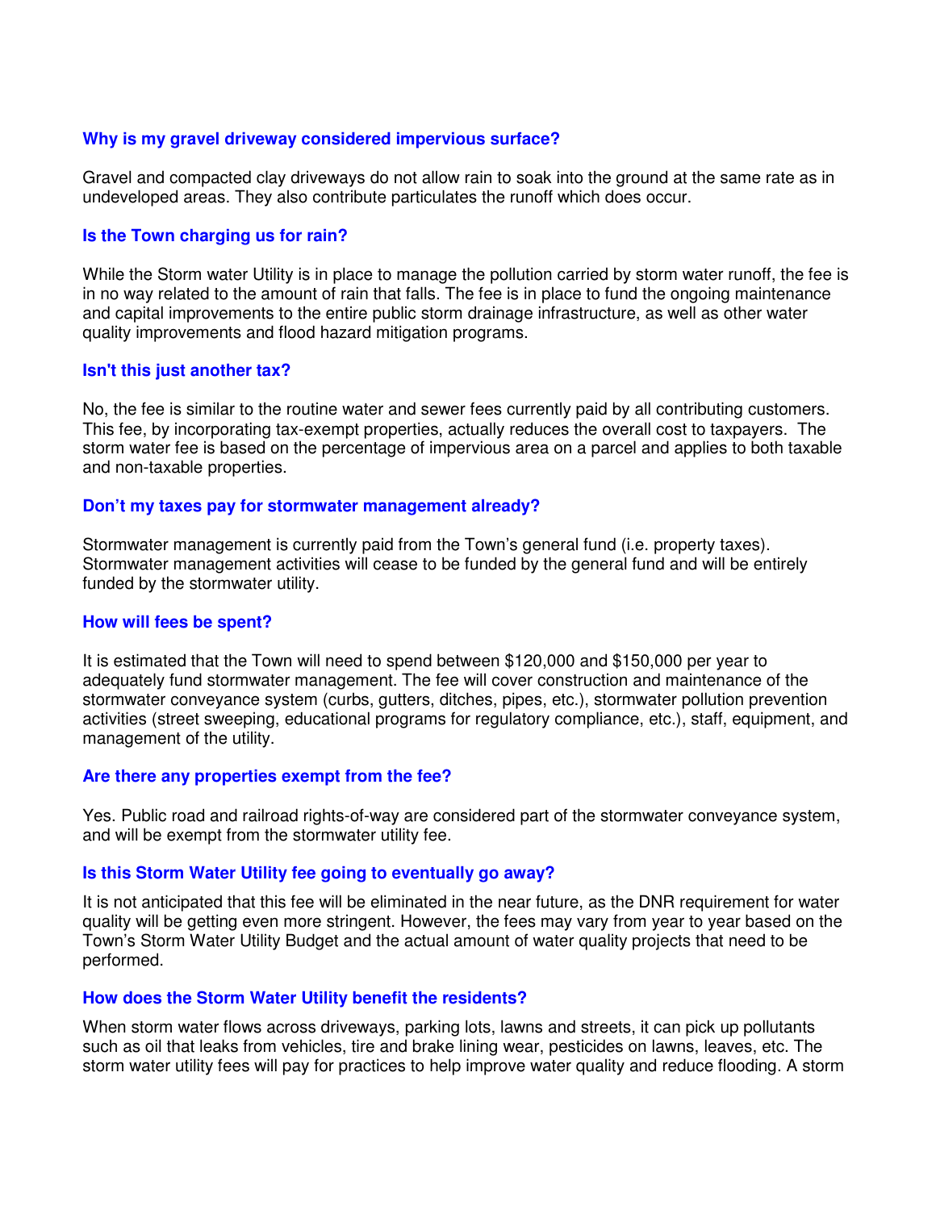### Why is my gravel driveway considered impervious surface?

Gravel and compacted clay driveways do not allow rain to soak into the ground at the same rate as in undeveloped areas. They also contribute particulates the runoff which does occur.

### Is the Town charging us for rain?

While the Storm water Utility is in place to manage the pollution carried by storm water runoff, the fee is in no way related to the amount of rain that falls. The fee is in place to fund the ongoing maintenance and capital improvements to the entire public storm drainage infrastructure, as well as other water quality improvements and flood hazard mitigation programs.

### Isn't this just another tax?

No, the fee is similar to the routine water and sewer fees currently paid by all contributing customers. This fee, by incorporating tax-exempt properties, actually reduces the overall cost to taxpayers. The storm water fee is based on the percentage of impervious area on a parcel and applies to both taxable and non-taxable properties.

### Don't my taxes pay for stormwater management already?

Stormwater management is currently paid from the Town's general fund (i.e. property taxes). Stormwater management activities will cease to be funded by the general fund and will be entirely funded by the stormwater utility.

### How will fees be spent?

It is estimated that the Town will need to spend between $120,000 and $150,000 per year to adequately fund stormwater management. The fee will cover construction and maintenance of the stormwater conveyance system (curbs, gutters, ditches, pipes, etc.), stormwater pollution prevention activities (street sweeping, educational programs for regulatory compliance, etc.), staff, equipment, and management of the utility.

### Are there any properties exempt from the fee?

Yes. Public road and railroad rights-of-way are considered part of the stormwater conveyance system, and will be exempt from the stormwater utility fee.

### Is this Storm Water Utility fee going to eventually go away?

It is not anticipated that this fee will be eliminated in the near future, as the DNR requirement for water quality will be getting even more stringent. However, the fees may vary from year to year based on the Town's Storm Water Utility Budget and the actual amount of water quality projects that need to be performed.

### How does the Storm Water Utility benefit the residents?

When storm water flows across driveways, parking lots, lawns and streets, it can pick up pollutants such as oil that leaks from vehicles, tire and brake lining wear, pesticides on lawns, leaves, etc. The storm water utility fees will pay for practices to help improve water quality and reduce flooding. A storm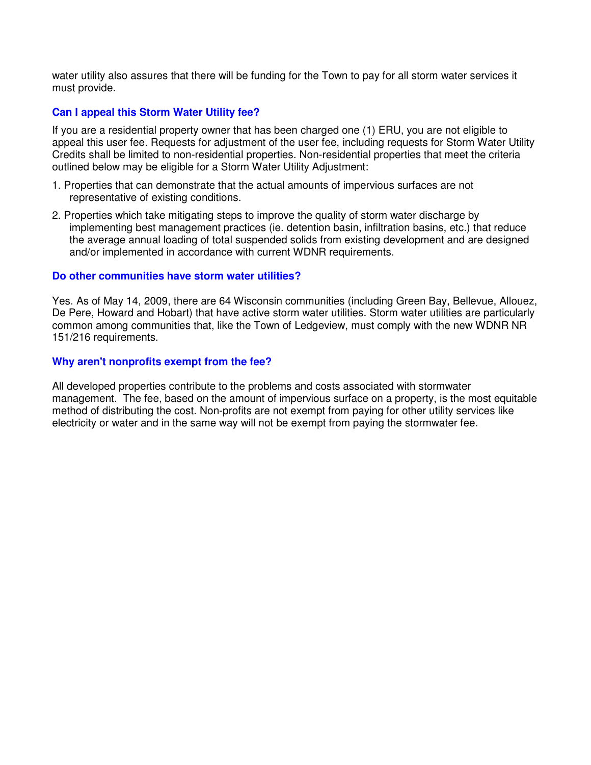water utility also assures that there will be funding for the Town to pay for all storm water services it must provide.

### Can I appeal this Storm Water Utility fee?

If you are a residential property owner that has been charged one (1) ERU, you are not eligible to appeal this user fee. Requests for adjustment of the user fee, including requests for Storm Water Utility Credits shall be limited to non-residential properties. Non-residential properties that meet the criteria outlined below may be eligible for a Storm Water Utility Adjustment:

1. Properties that can demonstrate that the actual amounts of impervious surfaces are not representative of existing conditions.
2. Properties which take mitigating steps to improve the quality of storm water discharge by implementing best management practices (ie. detention basin, infiltration basins, etc.) that reduce the average annual loading of total suspended solids from existing development and are designed and/or implemented in accordance with current WDNR requirements.

### Do other communities have storm water utilities?

Yes. As of May 14, 2009, there are 64 Wisconsin communities (including Green Bay, Bellevue, Allouez, De Pere, Howard and Hobart) that have active storm water utilities. Storm water utilities are particularly common among communities that, like the Town of Ledgeview, must comply with the new WDNR NR 151/216 requirements.

### Why aren't nonprofits exempt from the fee?

All developed properties contribute to the problems and costs associated with stormwater management. The fee, based on the amount of impervious surface on a property, is the most equitable method of distributing the cost. Non-profits are not exempt from paying for other utility services like electricity or water and in the same way will not be exempt from paying the stormwater fee.